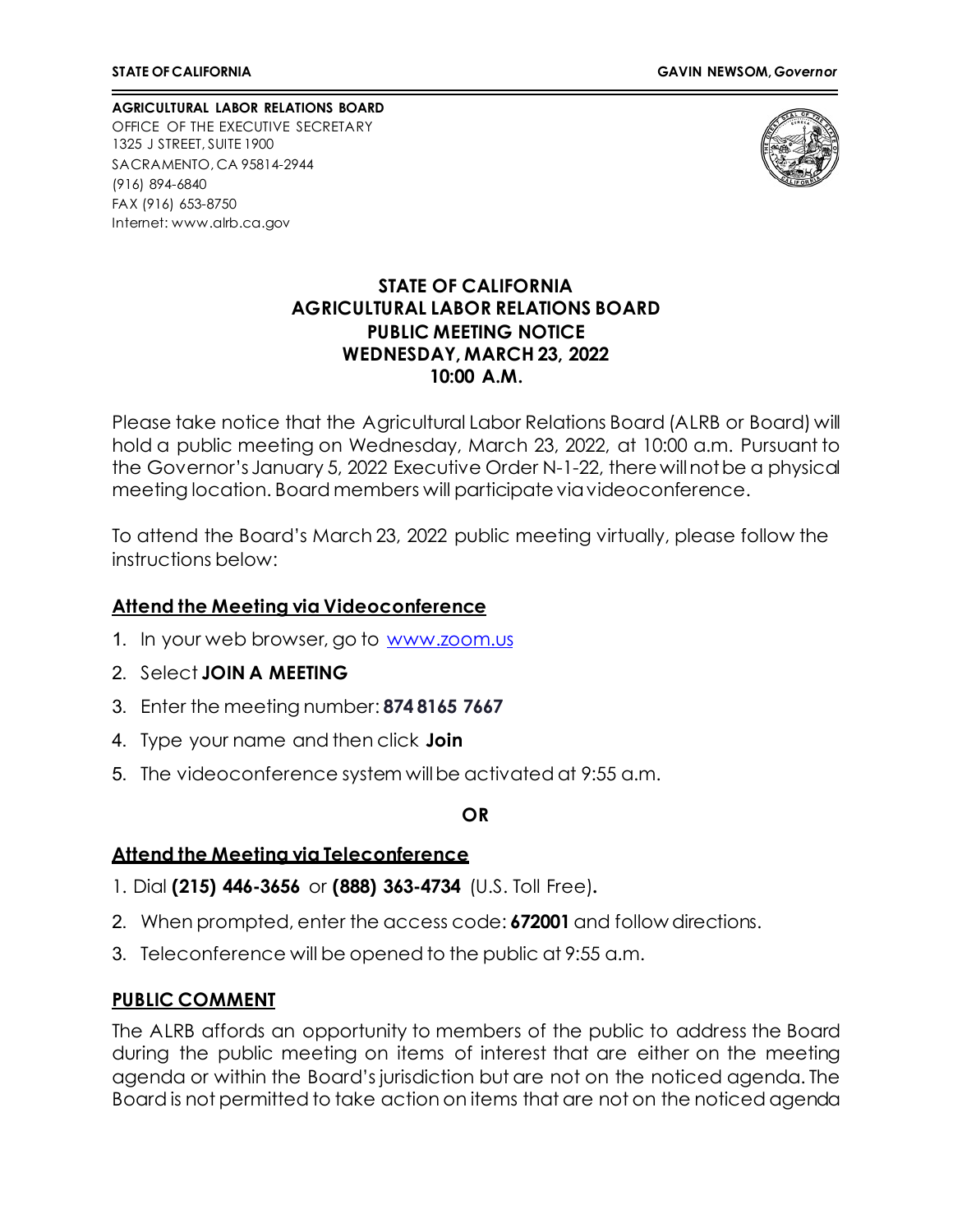**STATE OF CALIFORNIA** **GAVIN NEWSOM, *Governor***

**AGRICULTURAL LABOR RELATIONS BOARD**
OFFICE OF THE EXECUTIVE SECRETARY
1325 J STREET, SUITE 1900
SACRAMENTO, CA 95814-2944
(916) 894-6840
FAX (916) 653-8750
Internet: www.alrb.ca.gov

**STATE OF CALIFORNIA**
**AGRICULTURAL LABOR RELATIONS BOARD**
**PUBLIC MEETING NOTICE**
**WEDNESDAY, MARCH 23, 2022**
**10:00 A.M.**

Please take notice that the Agricultural Labor Relations Board (ALRB or Board) will hold a public meeting on Wednesday, March 23, 2022, at 10:00 a.m. Pursuant to the Governor's January 5, 2022 Executive Order N-1-22, there will not be a physical meeting location. Board members will participate via videoconference.

To attend the Board's March 23, 2022 public meeting virtually, please follow the instructions below:

## Attend the Meeting via Videoconference

1. In your web browser, go to www.zoom.us
2. Select **JOIN A MEETING**
3. Enter the meeting number: **874 8165 7667**
4. Type your name and then click **Join**
5. The videoconference system will be activated at 9:55 a.m.

**OR**

## Attend the Meeting via Teleconference

1. Dial **(215) 446-3656** or **(888) 363-4734** (U.S. Toll Free).
2. When prompted, enter the access code: **672001** and follow directions.
3. Teleconference will be opened to the public at 9:55 a.m.

## PUBLIC COMMENT

The ALRB affords an opportunity to members of the public to address the Board during the public meeting on items of interest that are either on the meeting agenda or within the Board's jurisdiction but are not on the noticed agenda. The Board is not permitted to take action on items that are not on the noticed agenda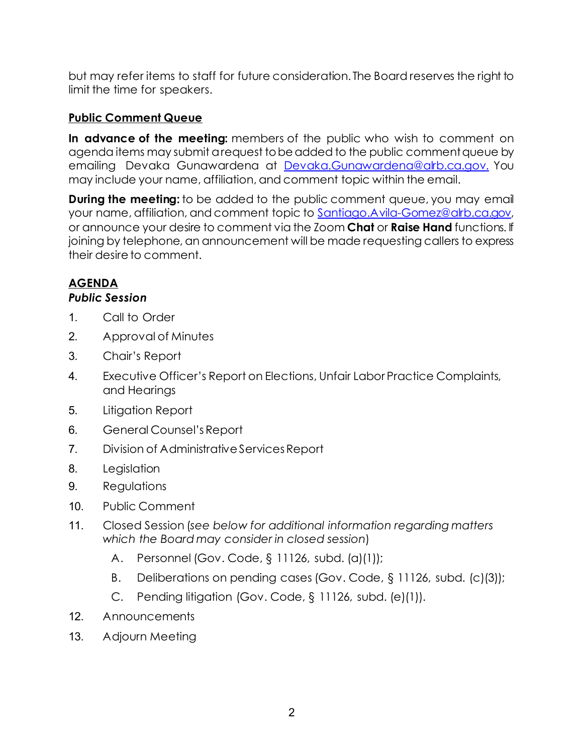but may refer items to staff for future consideration. The Board reserves the right to limit the time for speakers.

**Public Comment Queue**

**In advance of the meeting:** members of the public who wish to comment on agenda items may submit a request to be added to the public comment queue by emailing Devaka Gunawardena at [Devaka.Gunawardena@alrb.ca.gov.](mailto:Devaka.Gunawardena@alrb.ca.gov) You may include your name, affiliation, and comment topic within the email.

**During the meeting:** to be added to the public comment queue, you may email your name, affiliation, and comment topic to [Santiago.Avila-Gomez@alrb.ca.gov](mailto:Santiago.Avila-Gomez@alrb.ca.gov), or announce your desire to comment via the Zoom **Chat** or **Raise Hand** functions. If joining by telephone, an announcement will be made requesting callers to express their desire to comment.

**AGENDA**

***Public Session***

1. Call to Order
2. Approval of Minutes
3. Chair's Report
4. Executive Officer's Report on Elections, Unfair Labor Practice Complaints, and Hearings
5. Litigation Report
6. General Counsel's Report
7. Division of Administrative Services Report
8. Legislation
9. Regulations
10. Public Comment
11. Closed Session (*see below for additional information regarding matters which the Board may consider in closed session*)
    A. Personnel (Gov. Code, § 11126, subd. (a)(1));
    B. Deliberations on pending cases (Gov. Code, § 11126, subd. (c)(3));
    C. Pending litigation (Gov. Code, § 11126, subd. (e)(1)).
12. Announcements
13. Adjourn Meeting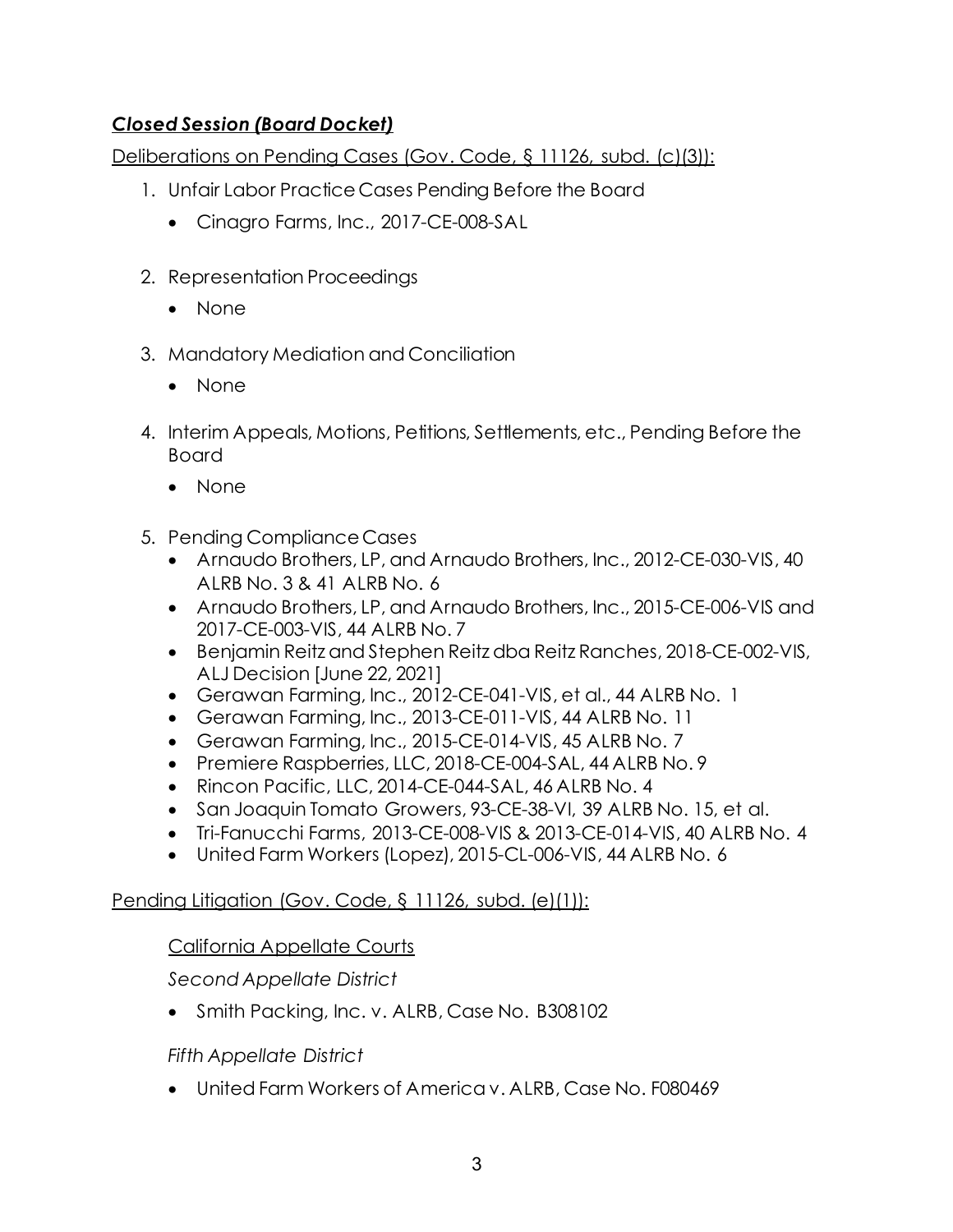***Closed Session (Board Docket)***

<u>Deliberations on Pending Cases (Gov. Code, § 11126, subd. (c)(3)):</u>

1. Unfair Labor Practice Cases Pending Before the Board
   - Cinagro Farms, Inc., 2017-CE-008-SAL
2. Representation Proceedings
   - None
3. Mandatory Mediation and Conciliation
   - None
4. Interim Appeals, Motions, Petitions, Settlements, etc., Pending Before the Board
   - None
5. Pending Compliance Cases
   - Arnaudo Brothers, LP, and Arnaudo Brothers, Inc., 2012-CE-030-VIS, 40 ALRB No. 3 & 41 ALRB No. 6
   - Arnaudo Brothers, LP, and Arnaudo Brothers, Inc., 2015-CE-006-VIS and 2017-CE-003-VIS, 44 ALRB No. 7
   - Benjamin Reitz and Stephen Reitz dba Reitz Ranches, 2018-CE-002-VIS, ALJ Decision [June 22, 2021]
   - Gerawan Farming, Inc., 2012-CE-041-VIS, et al., 44 ALRB No. 1
   - Gerawan Farming, Inc., 2013-CE-011-VIS, 44 ALRB No. 11
   - Gerawan Farming, Inc., 2015-CE-014-VIS, 45 ALRB No. 7
   - Premiere Raspberries, LLC, 2018-CE-004-SAL, 44 ALRB No. 9
   - Rincon Pacific, LLC, 2014-CE-044-SAL, 46 ALRB No. 4
   - San Joaquin Tomato Growers, 93-CE-38-VI, 39 ALRB No. 15, et al.
   - Tri-Fanucchi Farms, 2013-CE-008-VIS & 2013-CE-014-VIS, 40 ALRB No. 4
   - United Farm Workers (Lopez), 2015-CL-006-VIS, 44 ALRB No. 6

<u>Pending Litigation (Gov. Code, § 11126, subd. (e)(1)):</u>

<u>California Appellate Courts</u>

*Second Appellate District*

- Smith Packing, Inc. v. ALRB, Case No. B308102

*Fifth Appellate District*

- United Farm Workers of America v. ALRB, Case No. F080469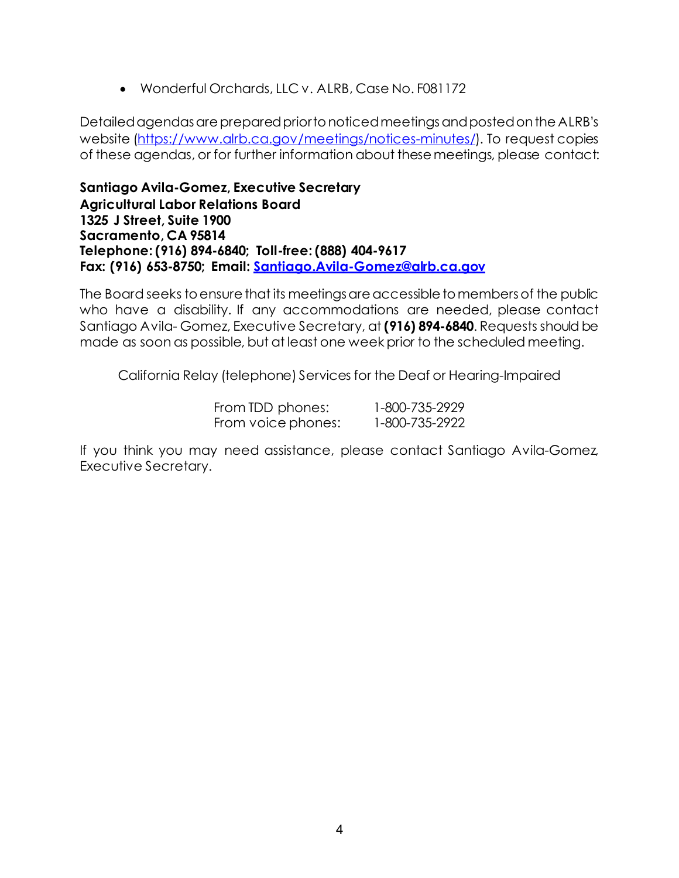- Wonderful Orchards, LLC v. ALRB, Case No. F081172

Detailed agendas are prepared prior to noticed meetings and posted on the ALRB's website (https://www.alrb.ca.gov/meetings/notices-minutes/). To request copies of these agendas, or for further information about these meetings, please contact:

**Santiago Avila-Gomez, Executive Secretary**
**Agricultural Labor Relations Board**
**1325 J Street, Suite 1900**
**Sacramento, CA 95814**
**Telephone: (916) 894-6840; Toll-free: (888) 404-9617**
**Fax: (916) 653-8750; Email: Santiago.Avila-Gomez@alrb.ca.gov**

The Board seeks to ensure that its meetings are accessible to members of the public who have a disability. If any accommodations are needed, please contact Santiago Avila- Gomez, Executive Secretary, at **(916) 894-6840**. Requests should be made as soon as possible, but at least one week prior to the scheduled meeting.

California Relay (telephone) Services for the Deaf or Hearing-Impaired

| | |
|---|---|
| From TDD phones: | 1-800-735-2929 |
| From voice phones: | 1-800-735-2922 |

If you think you may need assistance, please contact Santiago Avila-Gomez, Executive Secretary.